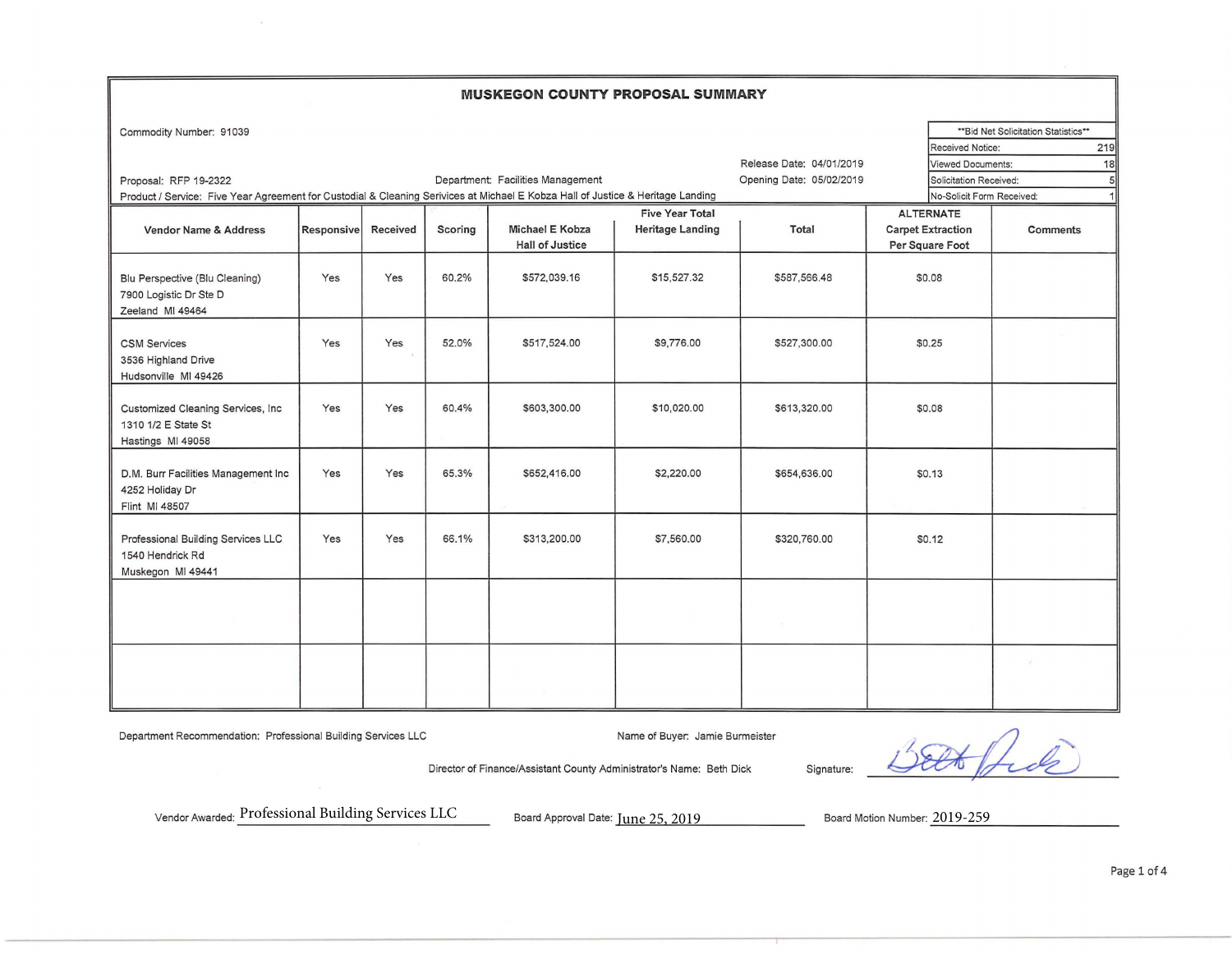# MUSKEGON COUNTY PROPOSAL SUMMARY

Commodity Number: 91039

| **Bid Net Solicitation Statistics** | |
|---|---|
| Received Notice: | 219 |
| Viewed Documents: | 18 |
| Solicitation Received: | 5 |
| No-Solicit Form Received: | 1 |

Proposal: RFP 19-2322

Department: Facilities Management

Release Date: 04/01/2019

Opening Date: 05/02/2019

Product / Service: Five Year Agreement for Custodial & Cleaning Services at Michael E Kobza Hall of Justice & Heritage Landing

| Vendor Name & Address | Responsive | Received | Scoring | Five Year Total: Michael E Kobza Hall of Justice | Five Year Total: Heritage Landing | Total | ALTERNATE Carpet Extraction Per Square Foot | Comments |
|---|---|---|---|---|---|---|---|---|
| Blu Perspective (Blu Cleaning)<br>7900 Logistic Dr Ste D<br>Zeeland MI 49464 | Yes | Yes | 60.2% | $572,039.16 | $15,527.32 | $587,566.48 | $0.08 | |
| CSM Services<br>3536 Highland Drive<br>Hudsonville MI 49426 | Yes | Yes | 52.0% | $517,524.00 | $9,776.00 | $527,300.00 | $0.25 | |
| Customized Cleaning Services, Inc<br>1310 1/2 E State St<br>Hastings MI 49058 | Yes | Yes | 60.4% | $603,300.00 | $10,020.00 | $613,320.00 | $0.08 | |
| D.M. Burr Facilities Management Inc<br>4252 Holiday Dr<br>Flint MI 48507 | Yes | Yes | 65.3% | $652,416.00 | $2,220.00 | $654,636.00 | $0.13 | |
| Professional Building Services LLC<br>1540 Hendrick Rd<br>Muskegon MI 49441 | Yes | Yes | 66.1% | $313,200.00 | $7,560.00 | $320,760.00 | $0.12 | |
| | | | | | | | | |
| | | | | | | | | |

Department Recommendation: Professional Building Services LLC

Name of Buyer: Jamie Burmeister

Director of Finance/Assistant County Administrator's Name: Beth Dick

Signature: Beth Dick

Vendor Awarded: Professional Building Services LLC

Board Approval Date: June 25, 2019

Board Motion Number: 2019-259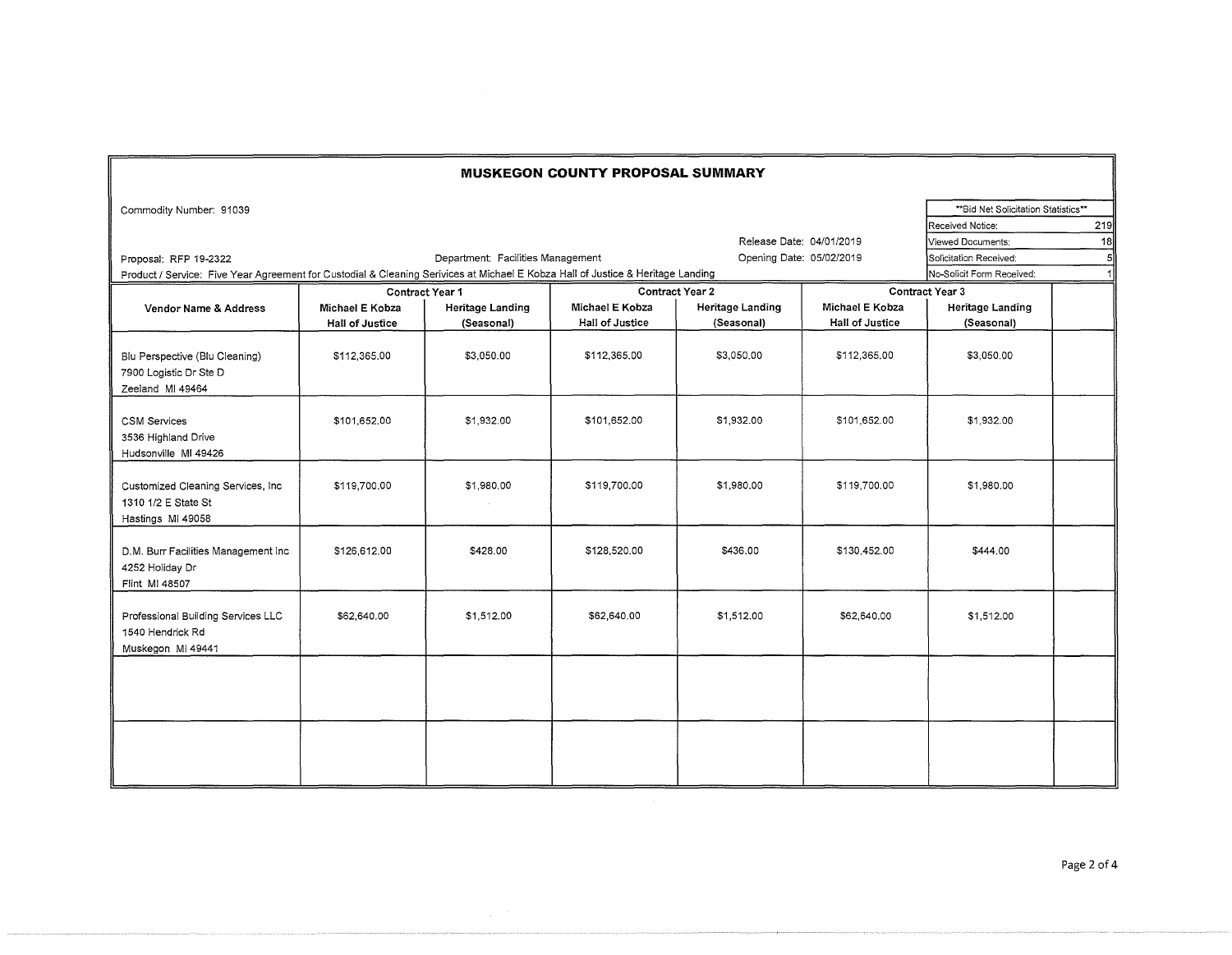# MUSKEGON COUNTY PROPOSAL SUMMARY

Commodity Number: 91039

Proposal: RFP 19-2322

Department: Facilities Management

Release Date: 04/01/2019

Opening Date: 05/02/2019

Product / Service: Five Year Agreement for Custodial & Cleaning Serivices at Michael E Kobza Hall of Justice & Heritage Landing

| **Bid Net Solicitation Statistics** | |
|---|---|
| Received Notice: | 219 |
| Viewed Documents: | 18 |
| Solicitation Received: | 5 |
| No-Solicit Form Received: | 1 |

| Vendor Name & Address | Contract Year 1 | | Contract Year 2 | | Contract Year 3 | | |
|---|---|---|---|---|---|---|---|
| | Michael E Kobza Hall of Justice | Heritage Landing (Seasonal) | Michael E Kobza Hall of Justice | Heritage Landing (Seasonal) | Michael E Kobza Hall of Justice | Heritage Landing (Seasonal) | |
| Blu Perspective (Blu Cleaning) 7900 Logistic Dr Ste D Zeeland MI 49464 | $112,365.00 | $3,050.00 | $112,365.00 | $3,050.00 | $112,365.00 | $3,050.00 | |
| CSM Services 3536 Highland Drive Hudsonville MI 49426 | $101,652.00 | $1,932.00 | $101,652.00 | $1,932.00 | $101,652.00 | $1,932.00 | |
| Customized Cleaning Services, Inc 1310 1/2 E State St Hastings MI 49058 | $119,700.00 | $1,980.00 | $119,700.00 | $1,980.00 | $119,700.00 | $1,980.00 | |
| D.M. Burr Facilities Management Inc 4252 Holiday Dr Flint MI 48507 | $126,612.00 | $428.00 | $128,520.00 | $436.00 | $130,452.00 | $444.00 | |
| Professional Building Services LLC 1540 Hendrick Rd Muskegon MI 49441 | $62,640.00 | $1,512.00 | $62,640.00 | $1,512.00 | $62,640.00 | $1,512.00 | |
| | | | | | | | |
| | | | | | | | |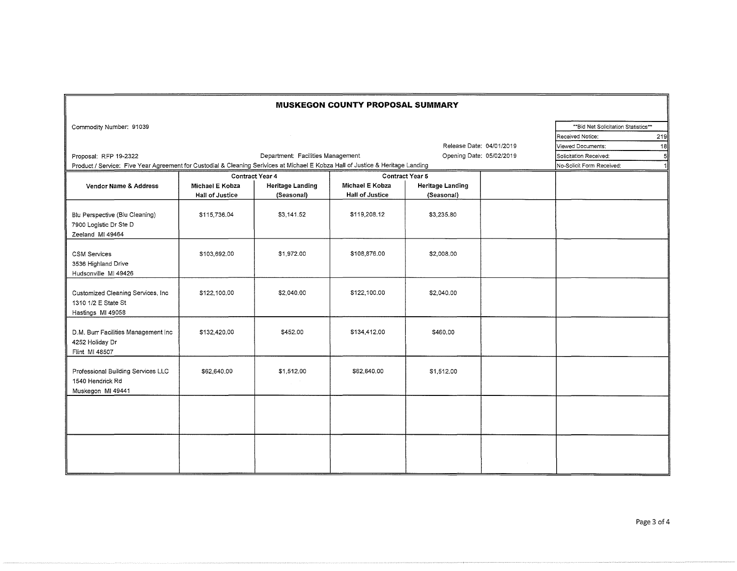# MUSKEGON COUNTY PROPOSAL SUMMARY

Commodity Number: 91039

Release Date: 04/01/2019

Proposal: RFP 19-2322

Department: Facilities Management

Opening Date: 05/02/2019

Product / Service: Five Year Agreement for Custodial & Cleaning Serivices at Michael E Kobza Hall of Justice & Heritage Landing

| **Bid Net Solicitation Statistics** | |
|---|---|
| Received Notice: | 219 |
| Viewed Documents: | 18 |
| Solicitation Received: | 5 |
| No-Solicit Form Received: | 1 |

| Vendor Name & Address | Contract Year 4 | | Contract Year 5 | | | |
|---|---|---|---|---|---|---|
| | Michael E Kobza Hall of Justice | Heritage Landing (Seasonal) | Michael E Kobza Hall of Justice | Heritage Landing (Seasonal) | | |
| Blu Perspective (Blu Cleaning)<br>7900 Logistic Dr Ste D<br>Zeeland MI 49464 | $115,736.04 | $3,141.52 | $119,208.12 | $3,235.80 | | |
| CSM Services<br>3536 Highland Drive<br>Hudsonville MI 49426 | $103,692.00 | $1,972.00 | $108,876.00 | $2,008.00 | | |
| Customized Cleaning Services, Inc<br>1310 1/2 E State St<br>Hastings MI 49058 | $122,100.00 | $2,040.00 | $122,100.00 | $2,040.00 | | |
| D.M. Burr Facilities Management Inc<br>4252 Holiday Dr<br>Flint MI 48507 | $132,420.00 | $452.00 | $134,412.00 | $460.00 | | |
| Professional Building Services LLC<br>1540 Hendrick Rd<br>Muskegon MI 49441 | $62,640.00 | $1,512.00 | $62,640.00 | $1,512.00 | | |
| | | | | | | |
| | | | | | | |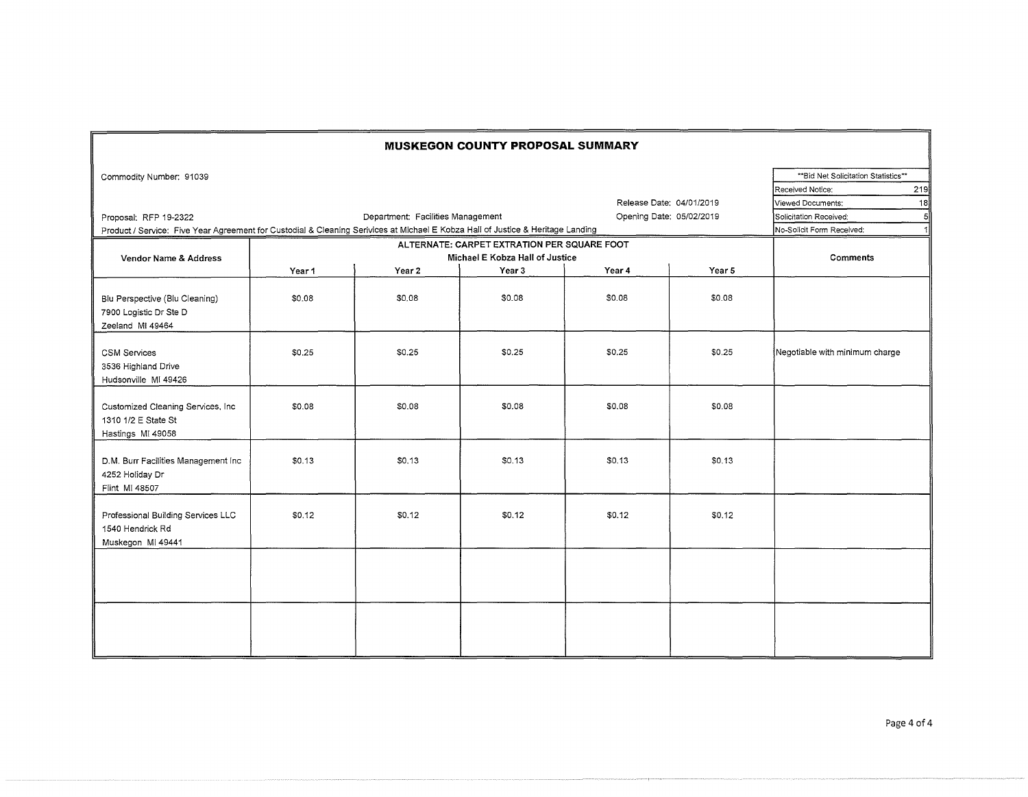# MUSKEGON COUNTY PROPOSAL SUMMARY

Commodity Number: 91039

Release Date: 04/01/2019

Opening Date: 05/02/2019

Proposal: RFP 19-2322

Department: Facilities Management

Product / Service: Five Year Agreement for Custodial & Cleaning Serivices at Michael E Kobza Hall of Justice & Heritage Landing

| **Bid Net Solicitation Statistics** | |
|---|---|
| Received Notice: | 219 |
| Viewed Documents: | 18 |
| Solicitation Received: | 5 |
| No-Solicit Form Received: | 1 |

| Vendor Name & Address | ALTERNATE: CARPET EXTRATION PER SQUARE FOOT Michael E Kobza Hall of Justice | | | | | Comments |
|---|---|---|---|---|---|---|
| | Year 1 | Year 2 | Year 3 | Year 4 | Year 5 | |
| Blu Perspective (Blu Cleaning) 7900 Logistic Dr Ste D Zeeland MI 49464 | $0.08 | $0.08 | $0.08 | $0.08 | $0.08 | |
| CSM Services 3536 Highland Drive Hudsonville MI 49426 | $0.25 | $0.25 | $0.25 | $0.25 | $0.25 | Negotiable with minimum charge |
| Customized Cleaning Services, Inc 1310 1/2 E State St Hastings MI 49058 | $0.08 | $0.08 | $0.08 | $0.08 | $0.08 | |
| D.M. Burr Facilities Management Inc 4252 Holiday Dr Flint MI 48507 | $0.13 | $0.13 | $0.13 | $0.13 | $0.13 | |
| Professional Building Services LLC 1540 Hendrick Rd Muskegon MI 49441 | $0.12 | $0.12 | $0.12 | $0.12 | $0.12 | |
| | | | | | | |
| | | | | | | |